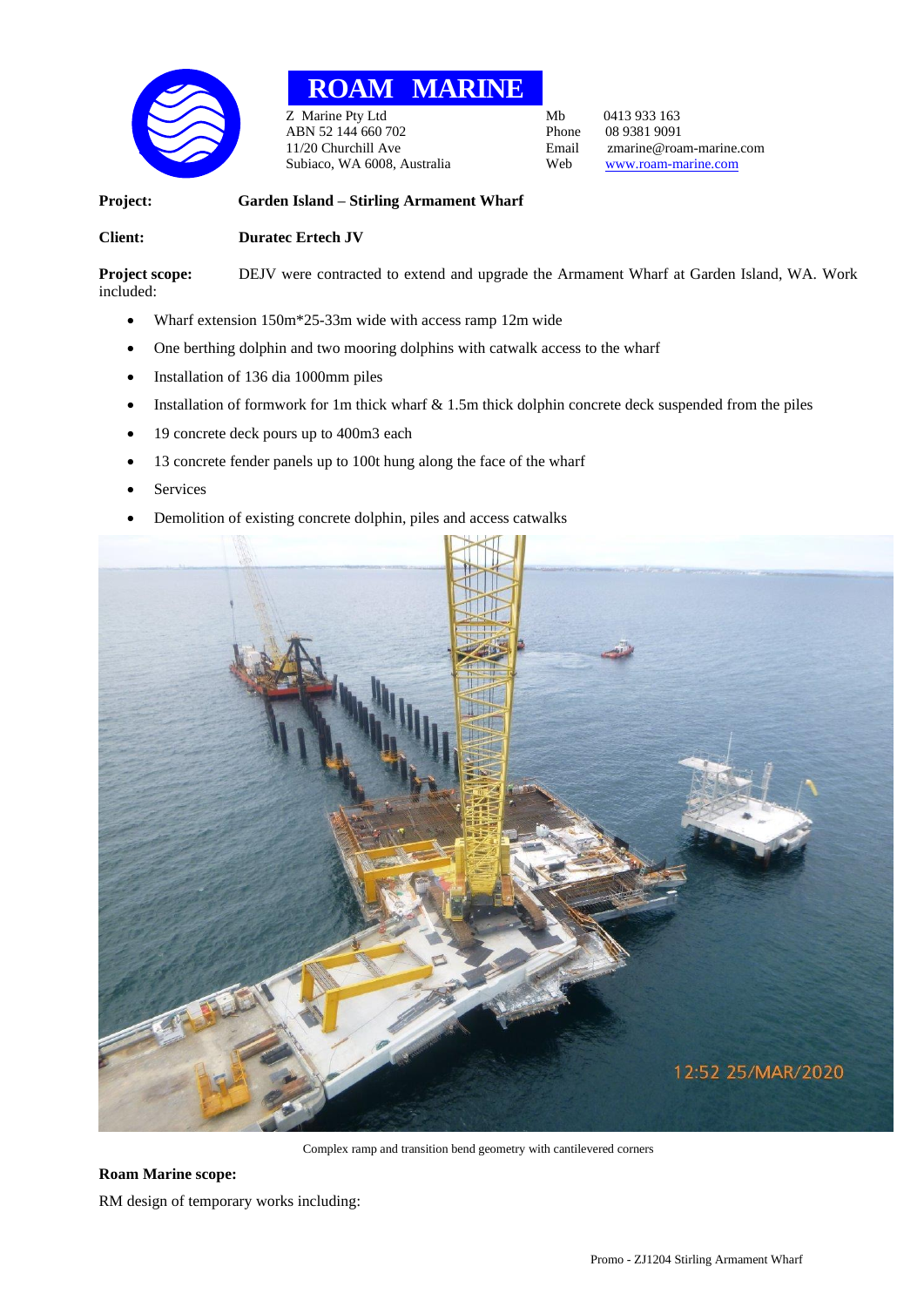# ROAM MARINE

Z Marine Pty Ltd
ABN 52 144 660 702
11/20 Churchill Ave
Subiaco, WA 6008, Australia

Mb 0413 933 163
Phone 08 9381 9091
Email zmarine@roam-marine.com
Web www.roam-marine.com

**Project:** **Garden Island – Stirling Armament Wharf**

**Client:** **Duratec Ertech JV**

**Project scope:** DEJV were contracted to extend and upgrade the Armament Wharf at Garden Island, WA. Work included:

- Wharf extension 150m*25-33m wide with access ramp 12m wide
- One berthing dolphin and two mooring dolphins with catwalk access to the wharf
- Installation of 136 dia 1000mm piles
- Installation of formwork for 1m thick wharf & 1.5m thick dolphin concrete deck suspended from the piles
- 19 concrete deck pours up to 400m3 each
- 13 concrete fender panels up to 100t hung along the face of the wharf
- Services
- Demolition of existing concrete dolphin, piles and access catwalks

Complex ramp and transition bend geometry with cantilevered corners

**Roam Marine scope:**

RM design of temporary works including: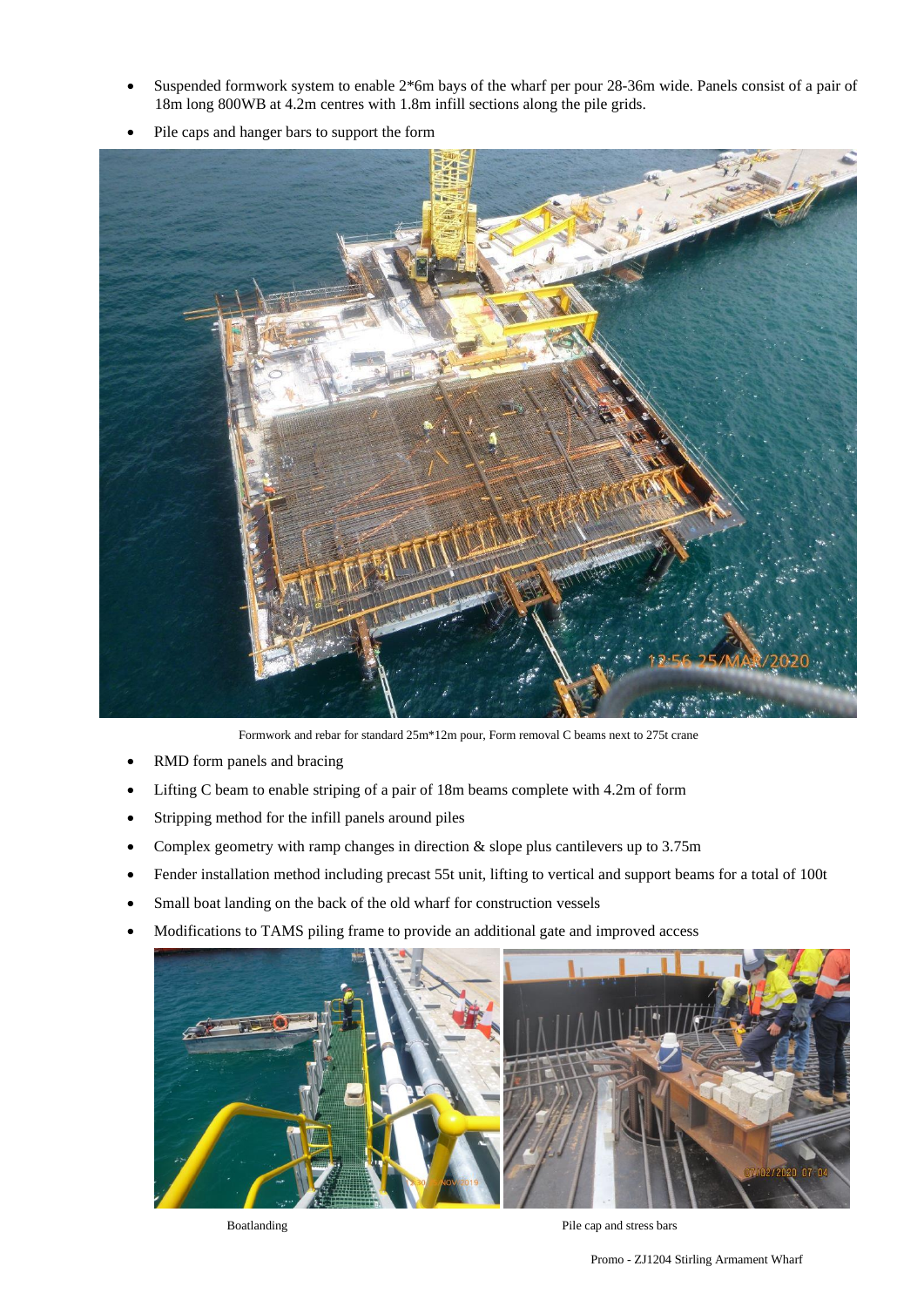- Suspended formwork system to enable 2*6m bays of the wharf per pour 28-36m wide. Panels consist of a pair of 18m long 800WB at 4.2m centres with 1.8m infill sections along the pile grids.
- Pile caps and hanger bars to support the form

Formwork and rebar for standard 25m*12m pour, Form removal C beams next to 275t crane

- RMD form panels and bracing
- Lifting C beam to enable striping of a pair of 18m beams complete with 4.2m of form
- Stripping method for the infill panels around piles
- Complex geometry with ramp changes in direction & slope plus cantilevers up to 3.75m
- Fender installation method including precast 55t unit, lifting to vertical and support beams for a total of 100t
- Small boat landing on the back of the old wharf for construction vessels
- Modifications to TAMS piling frame to provide an additional gate and improved access

Boatlanding

Pile cap and stress bars